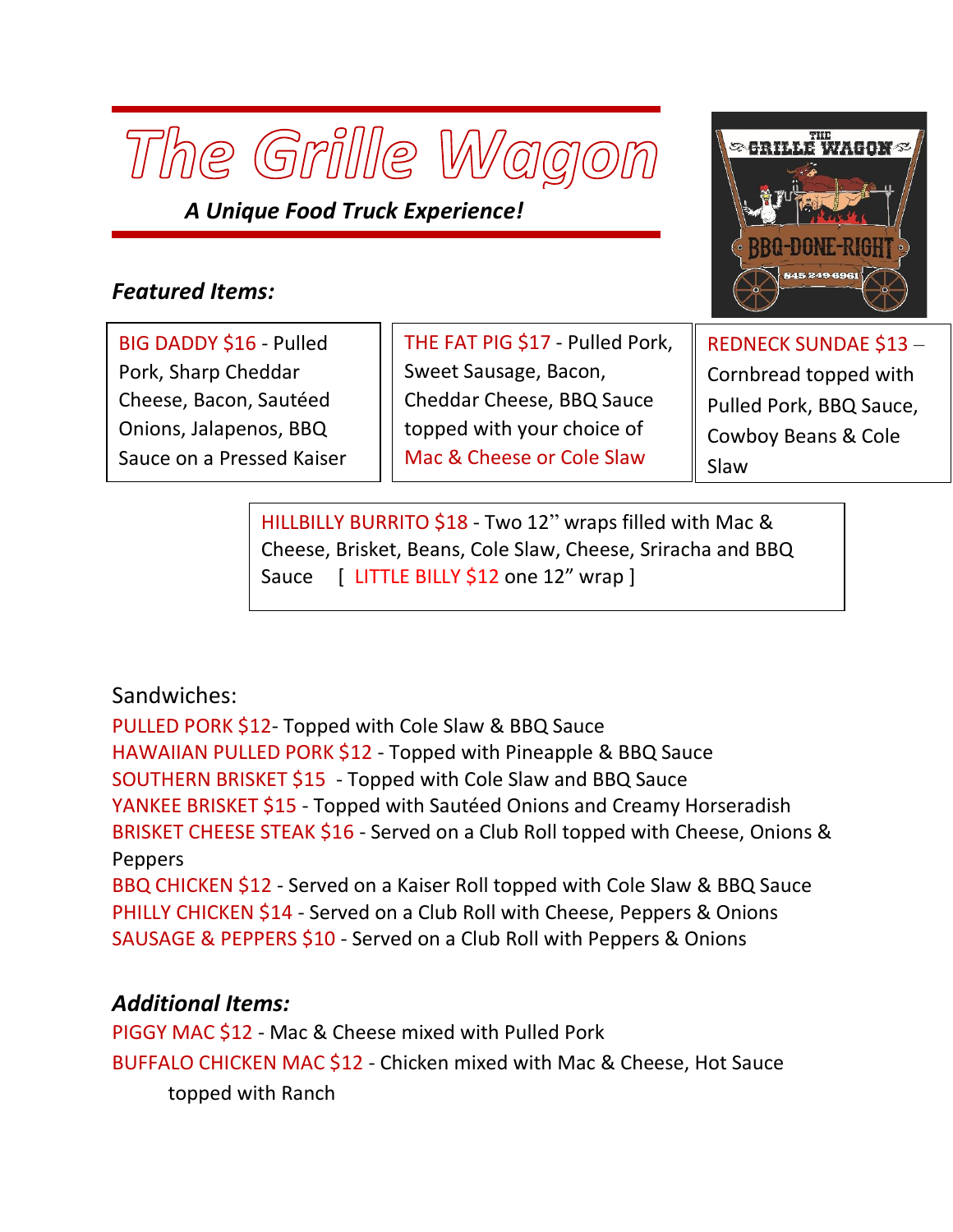# The Grille Wagon

***A Unique Food Truck Experience!***

### *Featured Items:*

BIG DADDY $16 - Pulled Pork, Sharp Cheddar Cheese, Bacon, Sautéed Onions, Jalapenos, BBQ Sauce on a Pressed Kaiser

THE FAT PIG $17 - Pulled Pork, Sweet Sausage, Bacon, Cheddar Cheese, BBQ Sauce topped with your choice of Mac & Cheese or Cole Slaw

REDNECK SUNDAE $13 – Cornbread topped with Pulled Pork, BBQ Sauce, Cowboy Beans & Cole Slaw

HILLBILLY BURRITO $18 - Two 12" wraps filled with Mac & Cheese, Brisket, Beans, Cole Slaw, Cheese, Sriracha and BBQ Sauce [ LITTLE BILLY $12 one 12" wrap ]

### Sandwiches:

PULLED PORK $12- Topped with Cole Slaw & BBQ Sauce
HAWAIIAN PULLED PORK $12 - Topped with Pineapple & BBQ Sauce
SOUTHERN BRISKET $15 - Topped with Cole Slaw and BBQ Sauce
YANKEE BRISKET $15 - Topped with Sautéed Onions and Creamy Horseradish
BRISKET CHEESE STEAK $16 - Served on a Club Roll topped with Cheese, Onions & Peppers
BBQ CHICKEN $12 - Served on a Kaiser Roll topped with Cole Slaw & BBQ Sauce
PHILLY CHICKEN $14 - Served on a Club Roll with Cheese, Peppers & Onions
SAUSAGE & PEPPERS $10 - Served on a Club Roll with Peppers & Onions

### *Additional Items:*

PIGGY MAC $12 - Mac & Cheese mixed with Pulled Pork
BUFFALO CHICKEN MAC $12 - Chicken mixed with Mac & Cheese, Hot Sauce topped with Ranch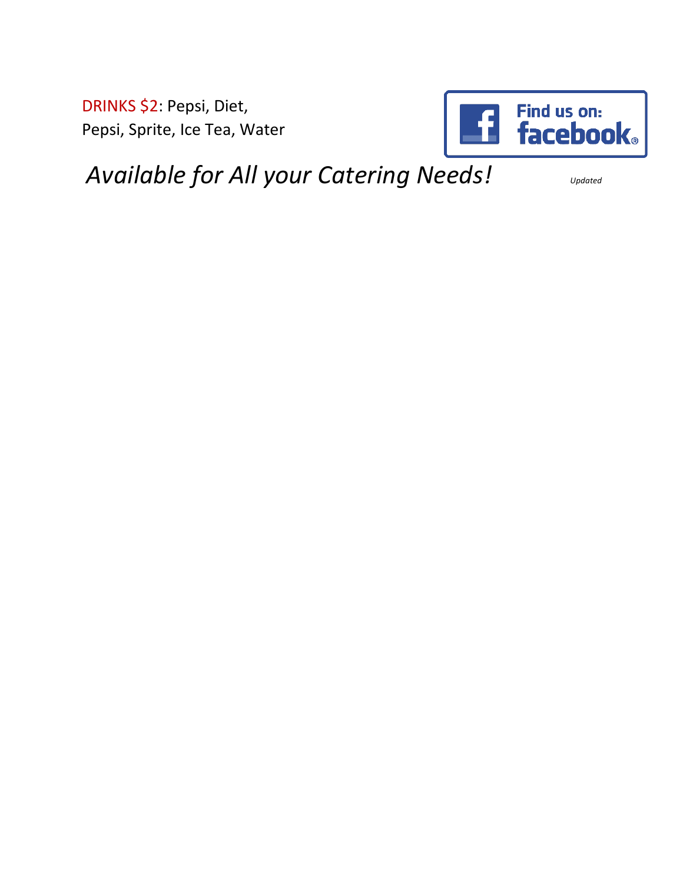DRINKS $2: Pepsi, Diet, Pepsi, Sprite, Ice Tea, Water

Find us on: facebook

*Available for All your Catering Needs!*

*Updated*